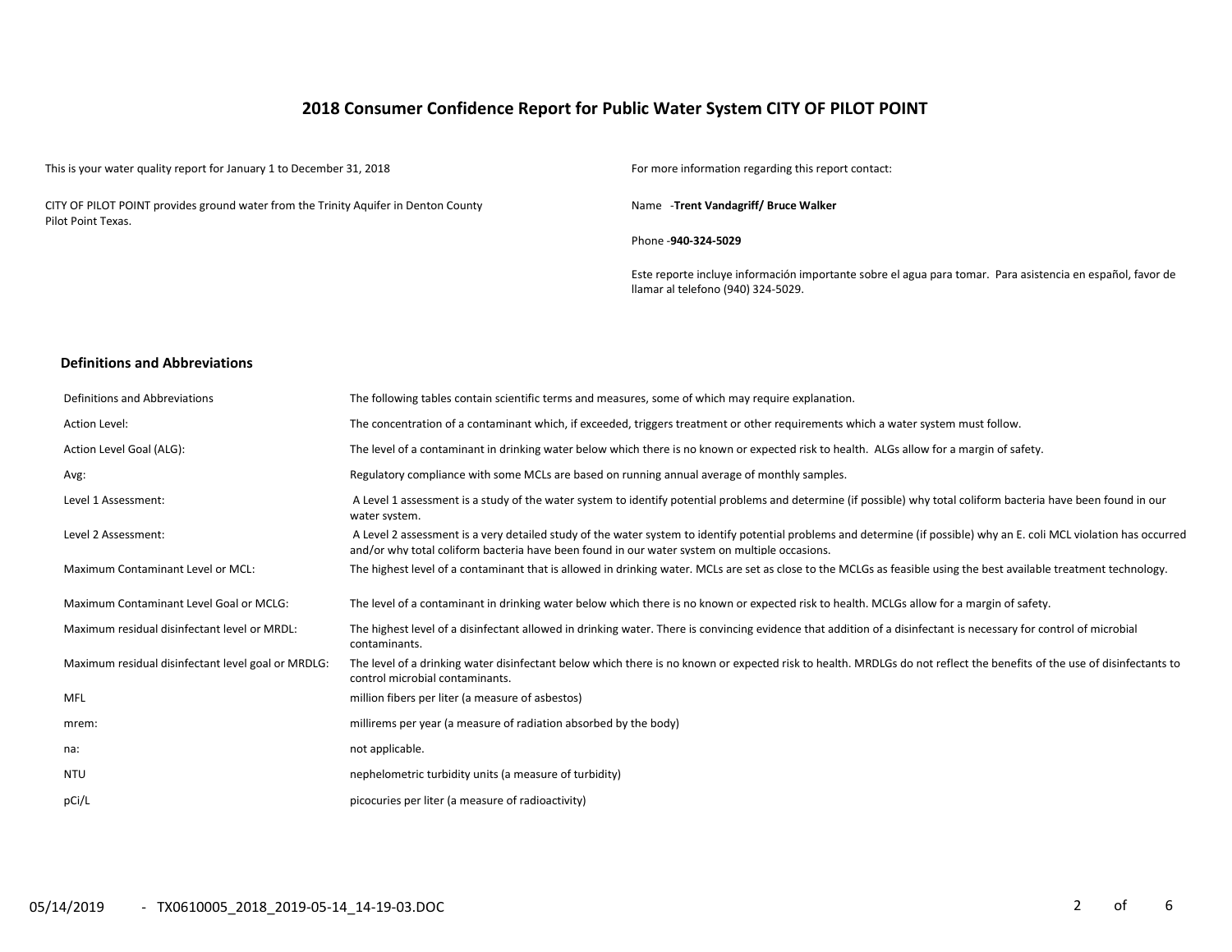# 2018 Consumer Confidence Report for Public Water System CITY OF PILOT POINT

This is your water quality report for January 1 to December 31, 2018

CITY OF PILOT POINT provides ground water from the Trinity Aquifer in Denton County Pilot Point Texas.

For more information regarding this report contact:

Name -**Trent Vandagriff/ Bruce Walker**

Phone -**940-324-5029**

Este reporte incluye información importante sobre el agua para tomar. Para asistencia en español, favor de llamar al telefono (940) 324-5029.

## Definitions and Abbreviations

| | |
|---|---|
| Definitions and Abbreviations | The following tables contain scientific terms and measures, some of which may require explanation. |
| Action Level: | The concentration of a contaminant which, if exceeded, triggers treatment or other requirements which a water system must follow. |
| Action Level Goal (ALG): | The level of a contaminant in drinking water below which there is no known or expected risk to health. ALGs allow for a margin of safety. |
| Avg: | Regulatory compliance with some MCLs are based on running annual average of monthly samples. |
| Level 1 Assessment: | A Level 1 assessment is a study of the water system to identify potential problems and determine (if possible) why total coliform bacteria have been found in our water system. |
| Level 2 Assessment: | A Level 2 assessment is a very detailed study of the water system to identify potential problems and determine (if possible) why an E. coli MCL violation has occurred and/or why total coliform bacteria have been found in our water system on multiple occasions. |
| Maximum Contaminant Level or MCL: | The highest level of a contaminant that is allowed in drinking water. MCLs are set as close to the MCLGs as feasible using the best available treatment technology. |
| Maximum Contaminant Level Goal or MCLG: | The level of a contaminant in drinking water below which there is no known or expected risk to health. MCLGs allow for a margin of safety. |
| Maximum residual disinfectant level or MRDL: | The highest level of a disinfectant allowed in drinking water. There is convincing evidence that addition of a disinfectant is necessary for control of microbial contaminants. |
| Maximum residual disinfectant level goal or MRDLG: | The level of a drinking water disinfectant below which there is no known or expected risk to health. MRDLGs do not reflect the benefits of the use of disinfectants to control microbial contaminants. |
| MFL | million fibers per liter (a measure of asbestos) |
| mrem: | millirems per year (a measure of radiation absorbed by the body) |
| na: | not applicable. |
| NTU | nephelometric turbidity units (a measure of turbidity) |
| pCi/L | picocuries per liter (a measure of radioactivity) |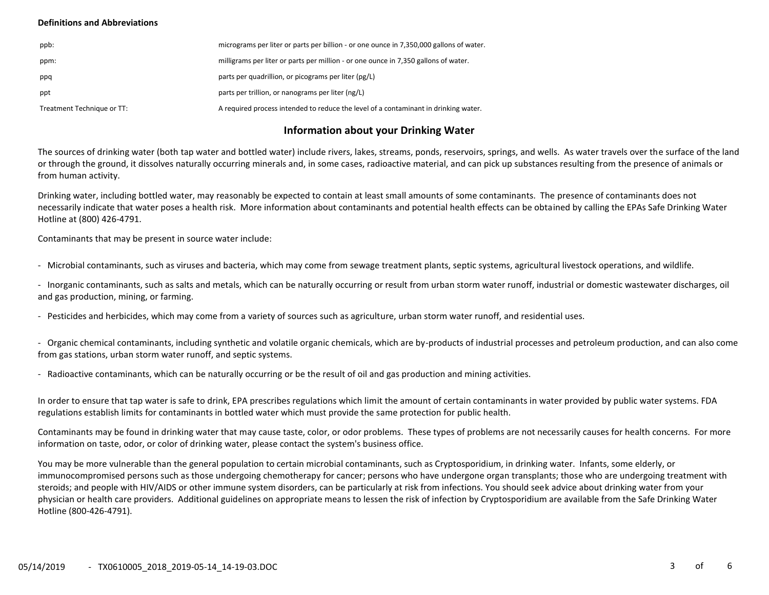**Definitions and Abbreviations**

| | |
|---|---|
| ppb: | micrograms per liter or parts per billion - or one ounce in 7,350,000 gallons of water. |
| ppm: | milligrams per liter or parts per million - or one ounce in 7,350 gallons of water. |
| ppq | parts per quadrillion, or picograms per liter (pg/L) |
| ppt | parts per trillion, or nanograms per liter (ng/L) |
| Treatment Technique or TT: | A required process intended to reduce the level of a contaminant in drinking water. |

## Information about your Drinking Water

The sources of drinking water (both tap water and bottled water) include rivers, lakes, streams, ponds, reservoirs, springs, and wells. As water travels over the surface of the land or through the ground, it dissolves naturally occurring minerals and, in some cases, radioactive material, and can pick up substances resulting from the presence of animals or from human activity.

Drinking water, including bottled water, may reasonably be expected to contain at least small amounts of some contaminants. The presence of contaminants does not necessarily indicate that water poses a health risk. More information about contaminants and potential health effects can be obtained by calling the EPAs Safe Drinking Water Hotline at (800) 426-4791.

Contaminants that may be present in source water include:

- Microbial contaminants, such as viruses and bacteria, which may come from sewage treatment plants, septic systems, agricultural livestock operations, and wildlife.
- Inorganic contaminants, such as salts and metals, which can be naturally occurring or result from urban storm water runoff, industrial or domestic wastewater discharges, oil and gas production, mining, or farming.
- Pesticides and herbicides, which may come from a variety of sources such as agriculture, urban storm water runoff, and residential uses.
- Organic chemical contaminants, including synthetic and volatile organic chemicals, which are by-products of industrial processes and petroleum production, and can also come from gas stations, urban storm water runoff, and septic systems.
- Radioactive contaminants, which can be naturally occurring or be the result of oil and gas production and mining activities.

In order to ensure that tap water is safe to drink, EPA prescribes regulations which limit the amount of certain contaminants in water provided by public water systems. FDA regulations establish limits for contaminants in bottled water which must provide the same protection for public health.

Contaminants may be found in drinking water that may cause taste, color, or odor problems. These types of problems are not necessarily causes for health concerns. For more information on taste, odor, or color of drinking water, please contact the system's business office.

You may be more vulnerable than the general population to certain microbial contaminants, such as Cryptosporidium, in drinking water. Infants, some elderly, or immunocompromised persons such as those undergoing chemotherapy for cancer; persons who have undergone organ transplants; those who are undergoing treatment with steroids; and people with HIV/AIDS or other immune system disorders, can be particularly at risk from infections. You should seek advice about drinking water from your physician or health care providers. Additional guidelines on appropriate means to lessen the risk of infection by Cryptosporidium are available from the Safe Drinking Water Hotline (800-426-4791).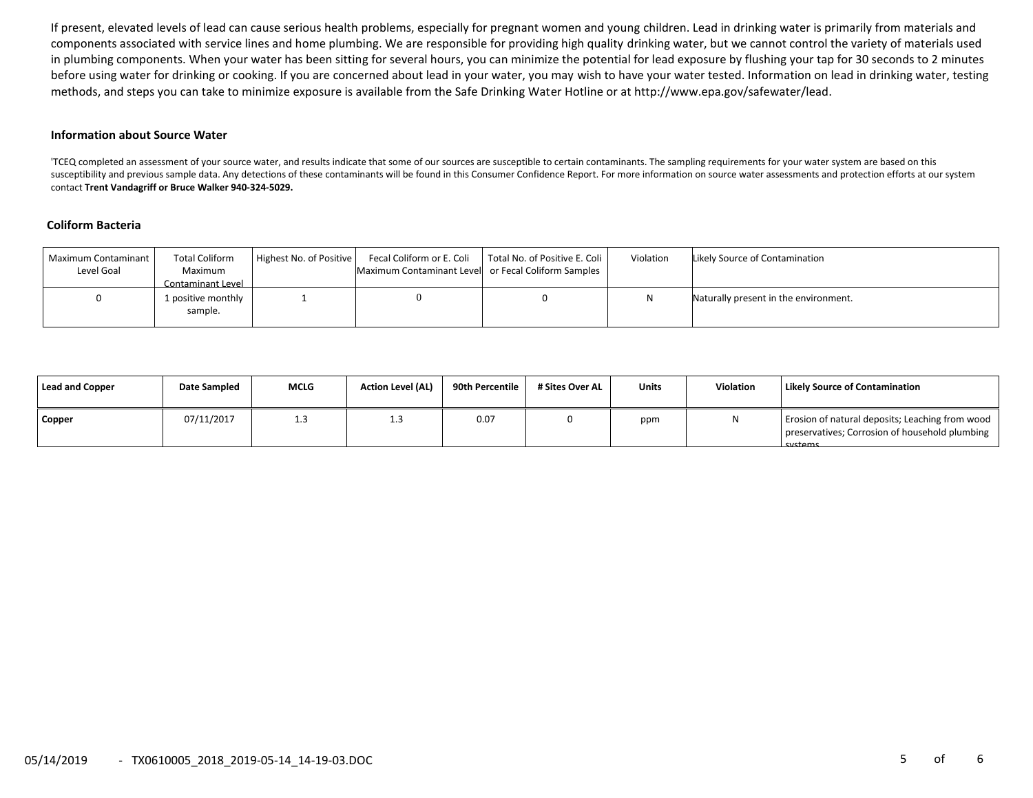If present, elevated levels of lead can cause serious health problems, especially for pregnant women and young children. Lead in drinking water is primarily from materials and components associated with service lines and home plumbing. We are responsible for providing high quality drinking water, but we cannot control the variety of materials used in plumbing components. When your water has been sitting for several hours, you can minimize the potential for lead exposure by flushing your tap for 30 seconds to 2 minutes before using water for drinking or cooking. If you are concerned about lead in your water, you may wish to have your water tested. Information on lead in drinking water, testing methods, and steps you can take to minimize exposure is available from the Safe Drinking Water Hotline or at http://www.epa.gov/safewater/lead.

### Information about Source Water

'TCEQ completed an assessment of your source water, and results indicate that some of our sources are susceptible to certain contaminants. The sampling requirements for your water system are based on this susceptibility and previous sample data. Any detections of these contaminants will be found in this Consumer Confidence Report. For more information on source water assessments and protection efforts at our system contact **Trent Vandagriff or Bruce Walker 940-324-5029.**

### Coliform Bacteria

| Maximum Contaminant Level Goal | Total Coliform Maximum Contaminant Level | Highest No. of Positive | Fecal Coliform or E. Coli Maximum Contaminant Level | Total No. of Positive E. Coli or Fecal Coliform Samples | Violation | Likely Source of Contamination |
|---|---|---|---|---|---|---|
| 0 | 1 positive monthly sample. | 1 | 0 | 0 | N | Naturally present in the environment. |

| Lead and Copper | Date Sampled | MCLG | Action Level (AL) | 90th Percentile | # Sites Over AL | Units | Violation | Likely Source of Contamination |
|---|---|---|---|---|---|---|---|---|
| Copper | 07/11/2017 | 1.3 | 1.3 | 0.07 | 0 | ppm | N | Erosion of natural deposits; Leaching from wood preservatives; Corrosion of household plumbing systems. |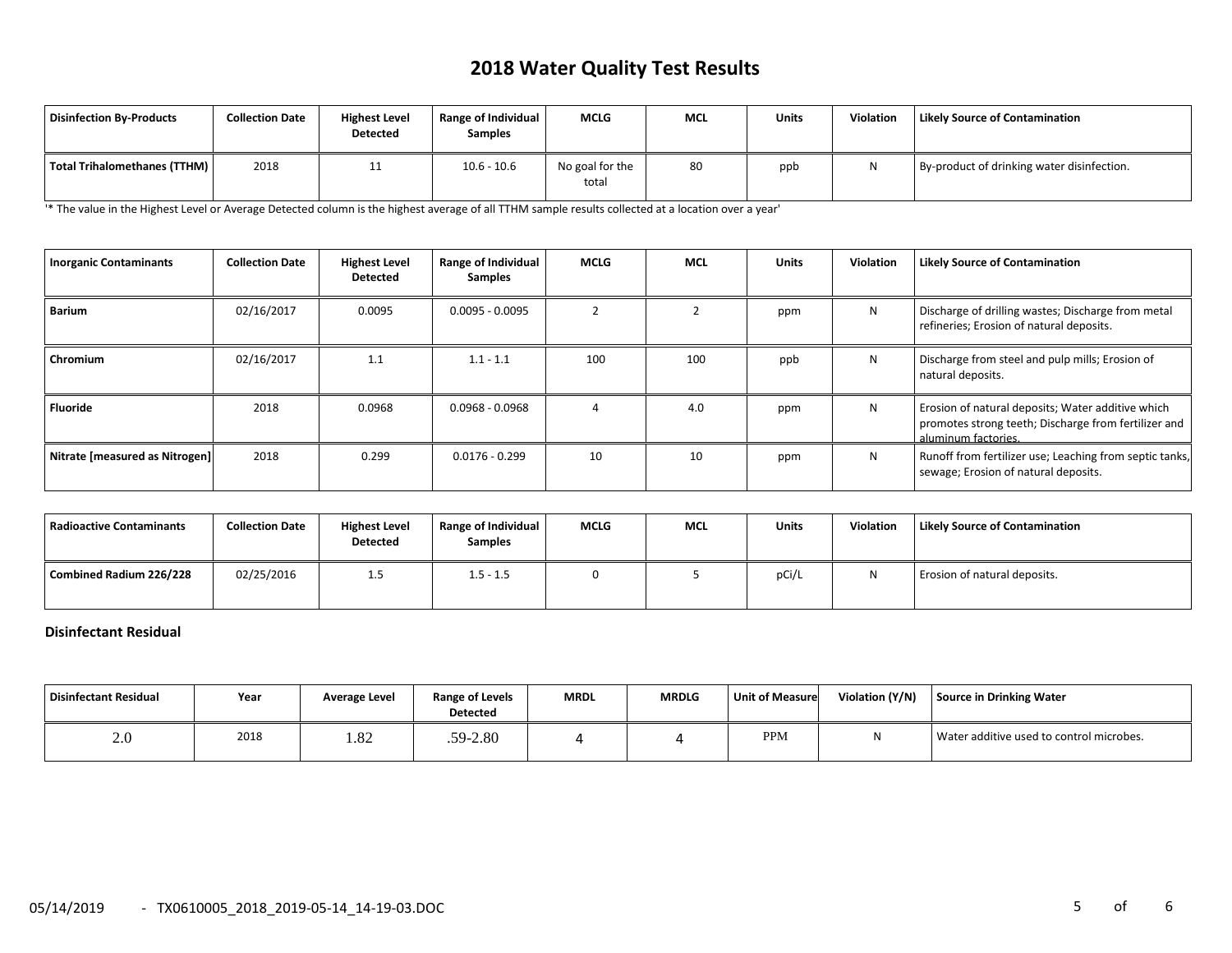# 2018 Water Quality Test Results

| Disinfection By-Products | Collection Date | Highest Level Detected | Range of Individual Samples | MCLG | MCL | Units | Violation | Likely Source of Contamination |
|---|---|---|---|---|---|---|---|---|
| **Total Trihalomethanes (TTHM)** | 2018 | 11 | 10.6 - 10.6 | No goal for the total | 80 | ppb | N | By-product of drinking water disinfection. |

'* The value in the Highest Level or Average Detected column is the highest average of all TTHM sample results collected at a location over a year'

| Inorganic Contaminants | Collection Date | Highest Level Detected | Range of Individual Samples | MCLG | MCL | Units | Violation | Likely Source of Contamination |
|---|---|---|---|---|---|---|---|---|
| **Barium** | 02/16/2017 | 0.0095 | 0.0095 - 0.0095 | 2 | 2 | ppm | N | Discharge of drilling wastes; Discharge from metal refineries; Erosion of natural deposits. |
| **Chromium** | 02/16/2017 | 1.1 | 1.1 - 1.1 | 100 | 100 | ppb | N | Discharge from steel and pulp mills; Erosion of natural deposits. |
| **Fluoride** | 2018 | 0.0968 | 0.0968 - 0.0968 | 4 | 4.0 | ppm | N | Erosion of natural deposits; Water additive which promotes strong teeth; Discharge from fertilizer and aluminum factories. |
| **Nitrate [measured as Nitrogen]** | 2018 | 0.299 | 0.0176 - 0.299 | 10 | 10 | ppm | N | Runoff from fertilizer use; Leaching from septic tanks, sewage; Erosion of natural deposits. |

| Radioactive Contaminants | Collection Date | Highest Level Detected | Range of Individual Samples | MCLG | MCL | Units | Violation | Likely Source of Contamination |
|---|---|---|---|---|---|---|---|---|
| **Combined Radium 226/228** | 02/25/2016 | 1.5 | 1.5 - 1.5 | 0 | 5 | pCi/L | N | Erosion of natural deposits. |

**Disinfectant Residual**

| Disinfectant Residual | Year | Average Level | Range of Levels Detected | MRDL | MRDLG | Unit of Measure | Violation (Y/N) | Source in Drinking Water |
|---|---|---|---|---|---|---|---|---|
| 2.0 | 2018 | 1.82 | .59-2.80 | 4 | 4 | PPM | N | Water additive used to control microbes. |

05/14/2019 - TX0610005_2018_2019-05-14_14-19-03.DOC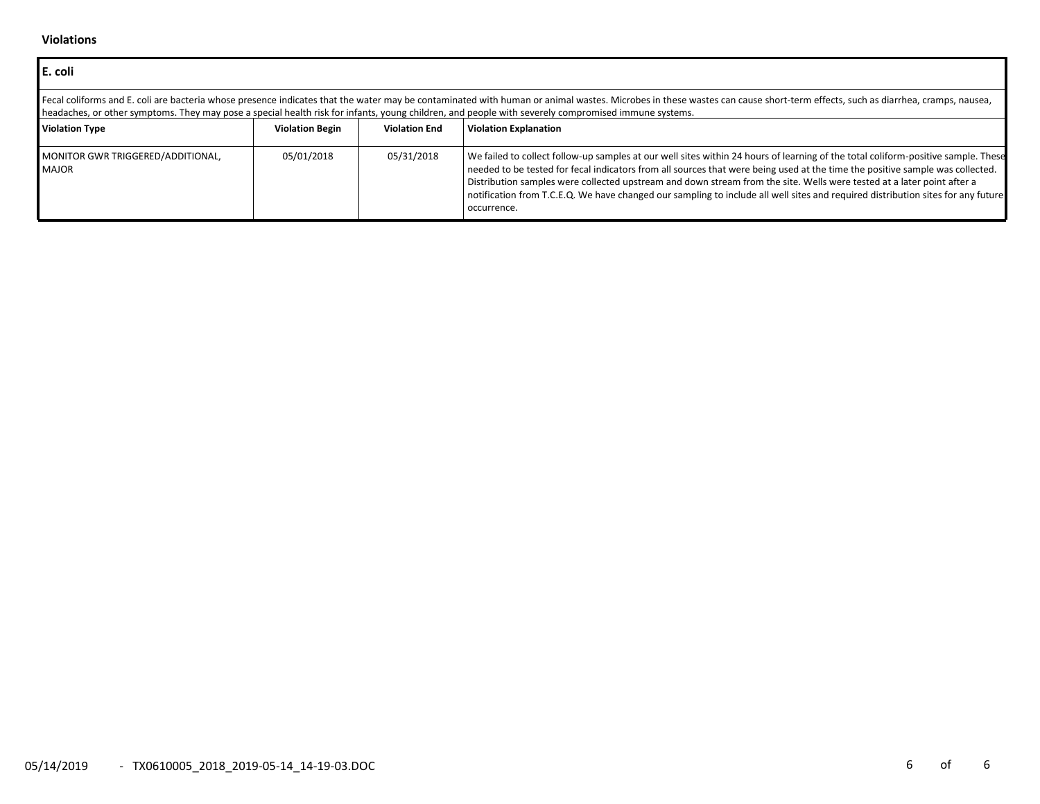## Violations

### E. coli

Fecal coliforms and E. coli are bacteria whose presence indicates that the water may be contaminated with human or animal wastes. Microbes in these wastes can cause short-term effects, such as diarrhea, cramps, nausea, headaches, or other symptoms. They may pose a special health risk for infants, young children, and people with severely compromised immune systems.

| Violation Type | Violation Begin | Violation End | Violation Explanation |
| --- | --- | --- | --- |
| MONITOR GWR TRIGGERED/ADDITIONAL, MAJOR | 05/01/2018 | 05/31/2018 | We failed to collect follow-up samples at our well sites within 24 hours of learning of the total coliform-positive sample. These needed to be tested for fecal indicators from all sources that were being used at the time the positive sample was collected. Distribution samples were collected upstream and down stream from the site. Wells were tested at a later point after a notification from T.C.E.Q. We have changed our sampling to include all well sites and required distribution sites for any future occurrence. |